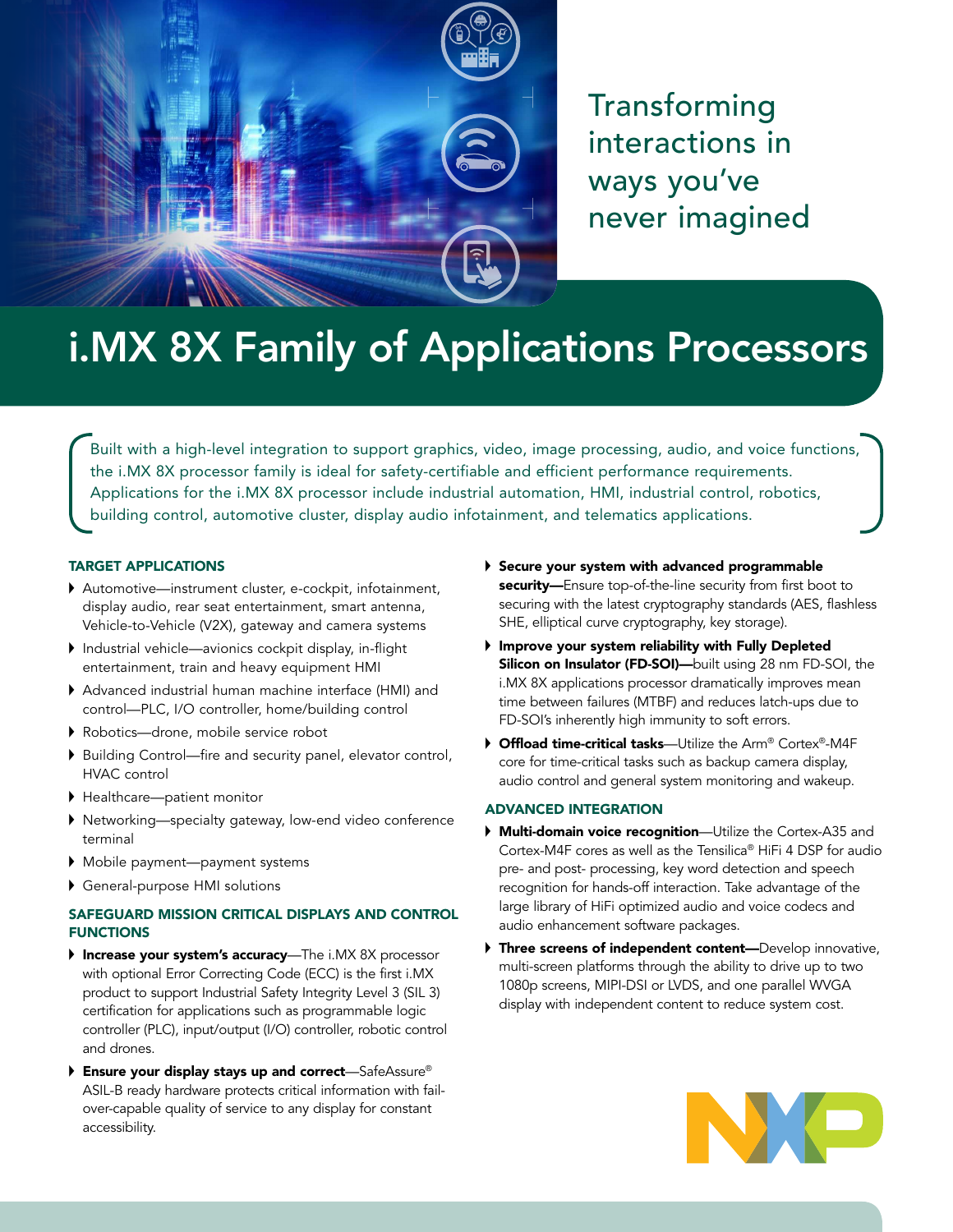Transforming interactions in ways you've never imagined

# i.MX 8X Family of Applications Processors

Built with a high-level integration to support graphics, video, image processing, audio, and voice functions, the i.MX 8X processor family is ideal for safety-certifiable and efficient performance requirements. Applications for the i.MX 8X processor include industrial automation, HMI, industrial control, robotics, building control, automotive cluster, display audio infotainment, and telematics applications.

## TARGET APPLICATIONS

- Automotive—instrument cluster, e-cockpit, infotainment, display audio, rear seat entertainment, smart antenna, Vehicle-to-Vehicle (V2X), gateway and camera systems
- Industrial vehicle—avionics cockpit display, in-flight entertainment, train and heavy equipment HMI
- Advanced industrial human machine interface (HMI) and control—PLC, I/O controller, home/building control
- Robotics—drone, mobile service robot
- Building Control—fire and security panel, elevator control, HVAC control
- Healthcare—patient monitor
- Networking—specialty gateway, low-end video conference terminal
- Mobile payment—payment systems
- General-purpose HMI solutions

## SAFEGUARD MISSION CRITICAL DISPLAYS AND CONTROL FUNCTIONS

- **Increase your system's accuracy**—The i.MX 8X processor with optional Error Correcting Code (ECC) is the first i.MX product to support Industrial Safety Integrity Level 3 (SIL 3) certification for applications such as programmable logic controller (PLC), input/output (I/O) controller, robotic control and drones.
- **Ensure your display stays up and correct**—SafeAssure® ASIL-B ready hardware protects critical information with fail-over-capable quality of service to any display for constant accessibility.
- **Secure your system with advanced programmable security—**Ensure top-of-the-line security from first boot to securing with the latest cryptography standards (AES, flashless SHE, elliptical curve cryptography, key storage).
- **Improve your system reliability with Fully Depleted Silicon on Insulator (FD-SOI)—**built using 28 nm FD-SOI, the i.MX 8X applications processor dramatically improves mean time between failures (MTBF) and reduces latch-ups due to FD-SOI's inherently high immunity to soft errors.
- **Offload time-critical tasks**—Utilize the Arm® Cortex®-M4F core for time-critical tasks such as backup camera display, audio control and general system monitoring and wakeup.

## ADVANCED INTEGRATION

- **Multi-domain voice recognition**—Utilize the Cortex-A35 and Cortex-M4F cores as well as the Tensilica® HiFi 4 DSP for audio pre- and post- processing, key word detection and speech recognition for hands-off interaction. Take advantage of the large library of HiFi optimized audio and voice codecs and audio enhancement software packages.
- **Three screens of independent content—**Develop innovative, multi-screen platforms through the ability to drive up to two 1080p screens, MIPI-DSI or LVDS, and one parallel WVGA display with independent content to reduce system cost.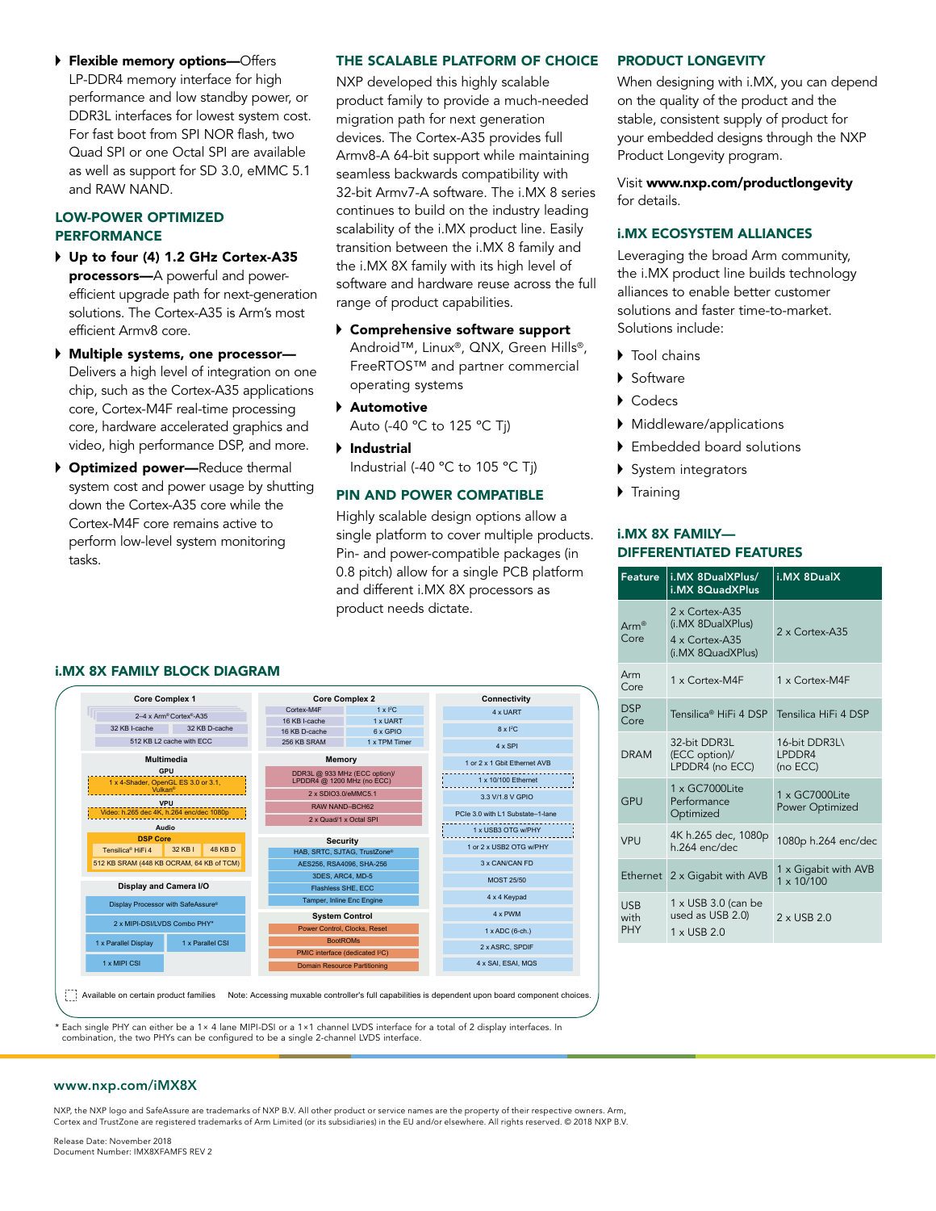- **Flexible memory options—**Offers LP-DDR4 memory interface for high performance and low standby power, or DDR3L interfaces for lowest system cost. For fast boot from SPI NOR flash, two Quad SPI or one Octal SPI are available as well as support for SD 3.0, eMMC 5.1 and RAW NAND.

## LOW-POWER OPTIMIZED PERFORMANCE

- **Up to four (4) 1.2 GHz Cortex-A35 processors—**A powerful and power-efficient upgrade path for next-generation solutions. The Cortex-A35 is Arm's most efficient Armv8 core.
- **Multiple systems, one processor—** Delivers a high level of integration on one chip, such as the Cortex-A35 applications core, Cortex-M4F real-time processing core, hardware accelerated graphics and video, high performance DSP, and more.
- **Optimized power—**Reduce thermal system cost and power usage by shutting down the Cortex-A35 core while the Cortex-M4F core remains active to perform low-level system monitoring tasks.

## THE SCALABLE PLATFORM OF CHOICE

NXP developed this highly scalable product family to provide a much-needed migration path for next generation devices. The Cortex-A35 provides full Armv8-A 64-bit support while maintaining seamless backwards compatibility with 32-bit Armv7-A software. The i.MX 8 series continues to build on the industry leading scalability of the i.MX product line. Easily transition between the i.MX 8 family and the i.MX 8X family with its high level of software and hardware reuse across the full range of product capabilities.

- **Comprehensive software support**
  Android™, Linux®, QNX, Green Hills®, FreeRTOS™ and partner commercial operating systems
- **Automotive**
  Auto (-40 °C to 125 °C Tj)
- **Industrial**
  Industrial (-40 °C to 105 °C Tj)

## PIN AND POWER COMPATIBLE

Highly scalable design options allow a single platform to cover multiple products. Pin- and power-compatible packages (in 0.8 pitch) allow for a single PCB platform and different i.MX 8X processors as product needs dictate.

## PRODUCT LONGEVITY

When designing with i.MX, you can depend on the quality of the product and the stable, consistent supply of product for your embedded designs through the NXP Product Longevity program.

Visit **www.nxp.com/productlongevity** for details.

## i.MX ECOSYSTEM ALLIANCES

Leveraging the broad Arm community, the i.MX product line builds technology alliances to enable better customer solutions and faster time-to-market. Solutions include:

- Tool chains
- Software
- Codecs
- Middleware/applications
- Embedded board solutions
- System integrators
- Training

## i.MX 8X FAMILY—DIFFERENTIATED FEATURES

| Feature | i.MX 8DualXPlus/ i.MX 8QuadXPlus | i.MX 8DualX |
|---|---|---|
| Arm® Core | 2 x Cortex-A35 (i.MX 8DualXPlus)<br>4 x Cortex-A35 (i.MX 8QuadXPlus) | 2 x Cortex-A35 |
| Arm Core | 1 x Cortex-M4F | 1 x Cortex-M4F |
| DSP Core | Tensilica® HiFi 4 DSP | Tensilica HiFi 4 DSP |
| DRAM | 32-bit DDR3L (ECC option)/ LPDDR4 (no ECC) | 16-bit DDR3L\ LPDDR4 (no ECC) |
| GPU | 1 x GC7000Lite Performance Optimized | 1 x GC7000Lite Power Optimized |
| VPU | 4K h.265 dec, 1080p h.264 enc/dec | 1080p h.264 enc/dec |
| Ethernet | 2 x Gigabit with AVB | 1 x Gigabit with AVB<br>1 x 10/100 |
| USB with PHY | 1 x USB 3.0 (can be used as USB 2.0)<br>1 x USB 2.0 | 2 x USB 2.0 |

## i.MX 8X FAMILY BLOCK DIAGRAM

Core Complex 1
2–4 x Arm® Cortex®-A35
32 KB I-cache
32 KB D-cache
512 KB L2 cache with ECC

Multimedia
GPU
1 x 4-Shader, OpenGL ES 3.0 or 3.1, Vulkan®
VPU
Video: h.265 dec 4K, h.264 enc/dec 1080p
Audio
DSP Core
Tensilica® HiFi 4
32 KB I
48 KB D
512 KB SRAM (448 KB OCRAM, 64 KB of TCM)

Display and Camera I/O
Display Processor with SafeAssure®
2 x MIPI-DSI/LVDS Combo PHY*
1 x Parallel Display
1 x Parallel CSI
1 x MIPI CSI

Core Complex 2
Cortex-M4F
16 KB I-cache
16 KB D-cache
256 KB SRAM
1 x I²C
1 x UART
6 x GPIO
1 x TPM Timer

Memory
DDR3L @ 933 MHz (ECC option)/ LPDDR4 @ 1200 MHz (no ECC)
2 x SDIO3.0/eMMC5.1
RAW NAND–BCH62
2 x Quad/1 x Octal SPI

Security
HAB, SRTC, SJTAG, TrustZone®
AES256, RSA4096, SHA-256
3DES, ARC4, MD-5
Flashless SHE, ECC
Tamper, Inline Enc Engine

System Control
Power Control, Clocks, Reset
BootROMs
PMIC interface (dedicated I²C)
Domain Resource Partitioning

Connectivity
4 x UART
8 x I²C
4 x SPI
1 or 2 x 1 Gbit Ethernet AVB
1 x 10/100 Ethernet
3.3 V/1.8 V GPIO
PCIe 3.0 with L1 Substate–1-lane
1 x USB3 OTG w/PHY
1 or 2 x USB2 OTG w/PHY
3 x CAN/CAN FD
MOST 25/50
4 x 4 Keypad
4 x PWM
1 x ADC (6-ch.)
2 x ASRC, SPDIF
4 x SAI, ESAI, MQS

Available on certain product families
Note: Accessing muxable controller's full capabilities is dependent upon board component choices.

* Each single PHY can either be a 1× 4 lane MIPI-DSI or a 1×1 channel LVDS interface for a total of 2 display interfaces. In combination, the two PHYs can be configured to be a single 2-channel LVDS interface.

**www.nxp.com/iMX8X**

NXP, the NXP logo and SafeAssure are trademarks of NXP B.V. All other product or service names are the property of their respective owners. Arm, Cortex and TrustZone are registered trademarks of Arm Limited (or its subsidiaries) in the EU and/or elsewhere. All rights reserved. © 2018 NXP B.V.

Release Date: November 2018
Document Number: IMX8XFAMFS REV 2